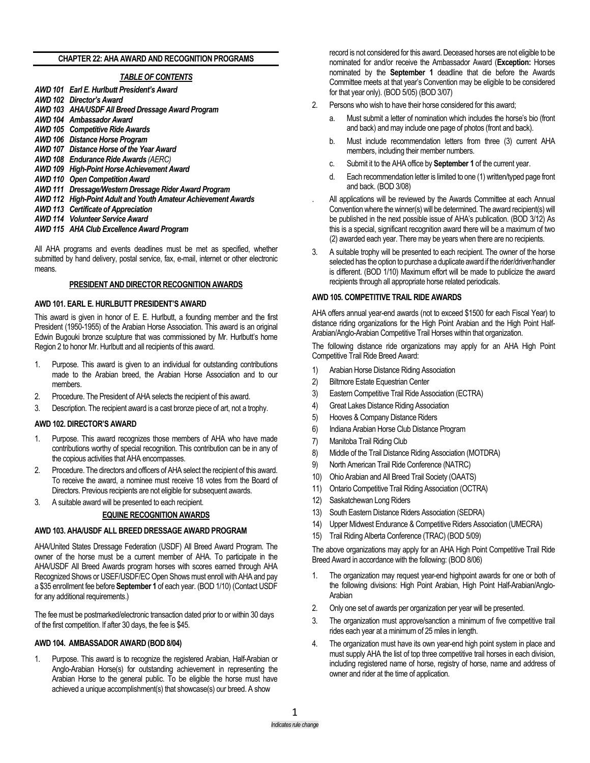## CHAPTER 22: AHA AWARD AND RECOGNITION PROGRAMS

### *TABLE OF CONTENTS*

***AWD 101 Earl E. Hurlbutt President's Award***
***AWD 102 Director's Award***
***AWD 103 AHA/USDF All Breed Dressage Award Program***
***AWD 104 Ambassador Award***
***AWD 105 Competitive Ride Awards***
***AWD 106 Distance Horse Program***
***AWD 107 Distance Horse of the Year Award***
***AWD 108 Endurance Ride Awards (AERC)***
***AWD 109 High-Point Horse Achievement Award***
***AWD 110 Open Competition Award***
***AWD 111 Dressage/Western Dressage Rider Award Program***
***AWD 112 High-Point Adult and Youth Amateur Achievement Awards***
***AWD 113 Certificate of Appreciation***
***AWD 114 Volunteer Service Award***
***AWD 115 AHA Club Excellence Award Program***

All AHA programs and events deadlines must be met as specified, whether submitted by hand delivery, postal service, fax, e-mail, internet or other electronic means.

### PRESIDENT AND DIRECTOR RECOGNITION AWARDS

#### AWD 101. EARL E. HURLBUTT PRESIDENT'S AWARD

This award is given in honor of E. E. Hurlbutt, a founding member and the first President (1950-1955) of the Arabian Horse Association. This award is an original Edwin Bugouki bronze sculpture that was commissioned by Mr. Hurlbutt's home Region 2 to honor Mr. Hurlbutt and all recipients of this award.

1. Purpose. This award is given to an individual for outstanding contributions made to the Arabian breed, the Arabian Horse Association and to our members.
2. Procedure. The President of AHA selects the recipient of this award.
3. Description. The recipient award is a cast bronze piece of art, not a trophy.

#### AWD 102. DIRECTOR'S AWARD

1. Purpose. This award recognizes those members of AHA who have made contributions worthy of special recognition. This contribution can be in any of the copious activities that AHA encompasses.
2. Procedure. The directors and officers of AHA select the recipient of this award. To receive the award, a nominee must receive 18 votes from the Board of Directors. Previous recipients are not eligible for subsequent awards.
3. A suitable award will be presented to each recipient.

### EQUINE RECOGNITION AWARDS

#### AWD 103. AHA/USDF ALL BREED DRESSAGE AWARD PROGRAM

AHA/United States Dressage Federation (USDF) All Breed Award Program. The owner of the horse must be a current member of AHA. To participate in the AHA/USDF All Breed Awards program horses with scores earned through AHA Recognized Shows or USEF/USDF/EC Open Shows must enroll with AHA and pay a $35 enrollment fee before **September 1** of each year. (BOD 1/10) (Contact USDF for any additional requirements.)

The fee must be postmarked/electronic transaction dated prior to or within 30 days of the first competition. If after 30 days, the fee is $45.

#### AWD 104. AMBASSADOR AWARD (BOD 8/04)

1. Purpose. This award is to recognize the registered Arabian, Half-Arabian or Anglo-Arabian Horse(s) for outstanding achievement in representing the Arabian Horse to the general public. To be eligible the horse must have achieved a unique accomplishment(s) that showcase(s) our breed. A show record is not considered for this award. Deceased horses are not eligible to be nominated for and/or receive the Ambassador Award (**Exception:** Horses nominated by the **September 1** deadline that die before the Awards Committee meets at that year's Convention may be eligible to be considered for that year only). (BOD 5/05) (BOD 3/07)
2. Persons who wish to have their horse considered for this award;
   a. Must submit a letter of nomination which includes the horse's bio (front and back) and may include one page of photos (front and back).
   b. Must include recommendation letters from three (3) current AHA members, including their member numbers.
   c. Submit it to the AHA office by **September 1** of the current year.
   d. Each recommendation letter is limited to one (1) written/typed page front and back. (BOD 3/08)

. All applications will be reviewed by the Awards Committee at each Annual Convention where the winner(s) will be determined. The award recipient(s) will be published in the next possible issue of AHA's publication. (BOD 3/12) As this is a special, significant recognition award there will be a maximum of two (2) awarded each year. There may be years when there are no recipients.

3. A suitable trophy will be presented to each recipient. The owner of the horse selected has the option to purchase a duplicate award if the rider/driver/handler is different. (BOD 1/10) Maximum effort will be made to publicize the award recipients through all appropriate horse related periodicals.

#### AWD 105. COMPETITIVE TRAIL RIDE AWARDS

AHA offers annual year-end awards (not to exceed $1500 for each Fiscal Year) to distance riding organizations for the High Point Arabian and the High Point Half-Arabian/Anglo-Arabian Competitive Trail Horses within that organization.

The following distance ride organizations may apply for an AHA High Point Competitive Trail Ride Breed Award:

1) Arabian Horse Distance Riding Association
2) Biltmore Estate Equestrian Center
3) Eastern Competitive Trail Ride Association (ECTRA)
4) Great Lakes Distance Riding Association
5) Hooves & Company Distance Riders
6) Indiana Arabian Horse Club Distance Program
7) Manitoba Trail Riding Club
8) Middle of the Trail Distance Riding Association (MOTDRA)
9) North American Trail Ride Conference (NATRC)
10) Ohio Arabian and All Breed Trail Society (OAATS)
11) Ontario Competitive Trail Riding Association (OCTRA)
12) Saskatchewan Long Riders
13) South Eastern Distance Riders Association (SEDRA)
14) Upper Midwest Endurance & Competitive Riders Association (UMECRA)
15) Trail Riding Alberta Conference (TRAC) (BOD 5/09)

The above organizations may apply for an AHA High Point Competitive Trail Ride Breed Award in accordance with the following: (BOD 8/06)

1. The organization may request year-end highpoint awards for one or both of the following divisions: High Point Arabian, High Point Half-Arabian/Anglo-Arabian
2. Only one set of awards per organization per year will be presented.
3. The organization must approve/sanction a minimum of five competitive trail rides each year at a minimum of 25 miles in length.
4. The organization must have its own year-end high point system in place and must supply AHA the list of top three competitive trail horses in each division, including registered name of horse, registry of horse, name and address of owner and rider at the time of application.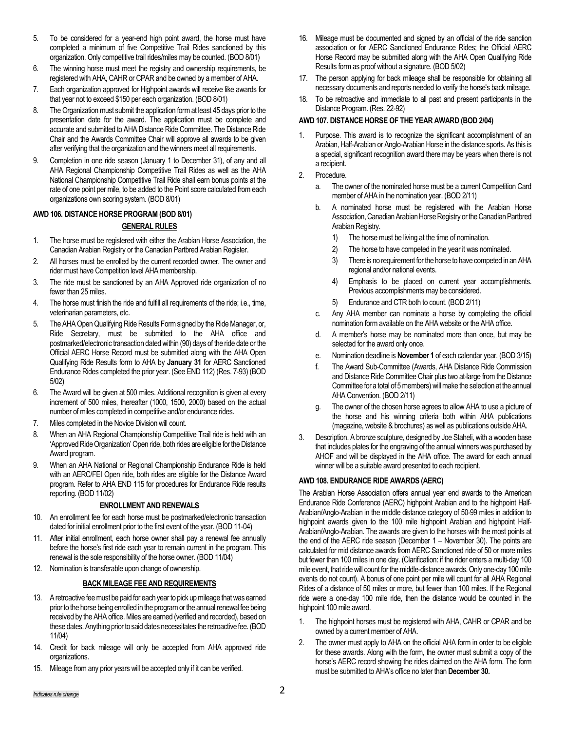5. To be considered for a year-end high point award, the horse must have completed a minimum of five Competitive Trail Rides sanctioned by this organization. Only competitive trail rides/miles may be counted. (BOD 8/01)
6. The winning horse must meet the registry and ownership requirements, be registered with AHA, CAHR or CPAR and be owned by a member of AHA.
7. Each organization approved for Highpoint awards will receive like awards for that year not to exceed $150 per each organization. (BOD 8/01)
8. The Organization must submit the application form at least 45 days prior to the presentation date for the award. The application must be complete and accurate and submitted to AHA Distance Ride Committee. The Distance Ride Chair and the Awards Committee Chair will approve all awards to be given after verifying that the organization and the winners meet all requirements.
9. Completion in one ride season (January 1 to December 31), of any and all AHA Regional Championship Competitive Trail Rides as well as the AHA National Championship Competitive Trail Ride shall earn bonus points at the rate of one point per mile, to be added to the Point score calculated from each organizations own scoring system. (BOD 8/01)

### AWD 106. DISTANCE HORSE PROGRAM (BOD 8/01)

**GENERAL RULES**

1. The horse must be registered with either the Arabian Horse Association, the Canadian Arabian Registry or the Canadian Partbred Arabian Register.
2. All horses must be enrolled by the current recorded owner. The owner and rider must have Competition level AHA membership.
3. The ride must be sanctioned by an AHA Approved ride organization of no fewer than 25 miles.
4. The horse must finish the ride and fulfill all requirements of the ride; i.e., time, veterinarian parameters, etc.
5. The AHA Open Qualifying Ride Results Form signed by the Ride Manager, or, Ride Secretary, must be submitted to the AHA office and postmarked/electronic transaction dated within (90) days of the ride date or the Official AERC Horse Record must be submitted along with the AHA Open Qualifying Ride Results form to AHA by **January 31** for AERC Sanctioned Endurance Rides completed the prior year. (See END 112) (Res. 7-93) (BOD 5/02)
6. The Award will be given at 500 miles. Additional recognition is given at every increment of 500 miles, thereafter (1000, 1500, 2000) based on the actual number of miles completed in competitive and/or endurance rides.
7. Miles completed in the Novice Division will count.
8. When an AHA Regional Championship Competitive Trail ride is held with an 'Approved Ride Organization' Open ride, both rides are eligible for the Distance Award program.
9. When an AHA National or Regional Championship Endurance Ride is held with an AERC/FEI Open ride, both rides are eligible for the Distance Award program. Refer to AHA END 115 for procedures for Endurance Ride results reporting. (BOD 11/02)

**ENROLLMENT AND RENEWALS**

10. An enrollment fee for each horse must be postmarked/electronic transaction dated for initial enrollment prior to the first event of the year. (BOD 11-04)
11. After initial enrollment, each horse owner shall pay a renewal fee annually before the horse's first ride each year to remain current in the program. This renewal is the sole responsibility of the horse owner. (BOD 11/04)
12. Nomination is transferable upon change of ownership.

**BACK MILEAGE FEE AND REQUIREMENTS**

13. A retroactive fee must be paid for each year to pick up mileage that was earned prior to the horse being enrolled in the program or the annual renewal fee being received by the AHA office. Miles are earned (verified and recorded), based on these dates. Anything prior to said dates necessitates the retroactive fee. (BOD 11/04)
14. Credit for back mileage will only be accepted from AHA approved ride organizations.
15. Mileage from any prior years will be accepted only if it can be verified.
16. Mileage must be documented and signed by an official of the ride sanction association or for AERC Sanctioned Endurance Rides; the Official AERC Horse Record may be submitted along with the AHA Open Qualifying Ride Results form as proof without a signature. (BOD 5/02)
17. The person applying for back mileage shall be responsible for obtaining all necessary documents and reports needed to verify the horse's back mileage.
18. To be retroactive and immediate to all past and present participants in the Distance Program. (Res. 22-92)

### AWD 107. DISTANCE HORSE OF THE YEAR AWARD (BOD 2/04)

1. Purpose. This award is to recognize the significant accomplishment of an Arabian, Half-Arabian or Anglo-Arabian Horse in the distance sports. As this is a special, significant recognition award there may be years when there is not a recipient.
2. Procedure.
   a. The owner of the nominated horse must be a current Competition Card member of AHA in the nomination year. (BOD 2/11)
   b. A nominated horse must be registered with the Arabian Horse Association, Canadian Arabian Horse Registry or the Canadian Partbred Arabian Registry.
      1) The horse must be living at the time of nomination.
      2) The horse to have competed in the year it was nominated.
      3) There is no requirement for the horse to have competed in an AHA regional and/or national events.
      4) Emphasis to be placed on current year accomplishments. Previous accomplishments may be considered.
      5) Endurance and CTR both to count. (BOD 2/11)
   c. Any AHA member can nominate a horse by completing the official nomination form available on the AHA website or the AHA office.
   d. A member's horse may be nominated more than once, but may be selected for the award only once.
   e. Nomination deadline is **November 1** of each calendar year. (BOD 3/15)
   f. The Award Sub-Committee (Awards, AHA Distance Ride Commission and Distance Ride Committee Chair plus two at-large from the Distance Committee for a total of 5 members) will make the selection at the annual AHA Convention. (BOD 2/11)
   g. The owner of the chosen horse agrees to allow AHA to use a picture of the horse and his winning criteria both within AHA publications (magazine, website & brochures) as well as publications outside AHA.
3. Description. A bronze sculpture, designed by Joe Staheli, with a wooden base that includes plates for the engraving of the annual winners was purchased by AHOF and will be displayed in the AHA office. The award for each annual winner will be a suitable award presented to each recipient.

### AWD 108. ENDURANCE RIDE AWARDS (AERC)

The Arabian Horse Association offers annual year end awards to the American Endurance Ride Conference (AERC) highpoint Arabian and to the highpoint Half-Arabian/Anglo-Arabian in the middle distance category of 50-99 miles in addition to highpoint awards given to the 100 mile highpoint Arabian and highpoint Half-Arabian/Anglo-Arabian. The awards are given to the horses with the most points at the end of the AERC ride season (December 1 – November 30). The points are calculated for mid distance awards from AERC Sanctioned ride of 50 or more miles but fewer than 100 miles in one day. (Clarification: if the rider enters a multi-day 100 mile event, that ride will count for the middle-distance awards. Only one-day 100 mile events do not count). A bonus of one point per mile will count for all AHA Regional Rides of a distance of 50 miles or more, but fewer than 100 miles. If the Regional ride were a one-day 100 mile ride, then the distance would be counted in the highpoint 100 mile award.

1. The highpoint horses must be registered with AHA, CAHR or CPAR and be owned by a current member of AHA.
2. The owner must apply to AHA on the official AHA form in order to be eligible for these awards. Along with the form, the owner must submit a copy of the horse's AERC record showing the rides claimed on the AHA form. The form must be submitted to AHA's office no later than **December 30.**

*Indicates rule change*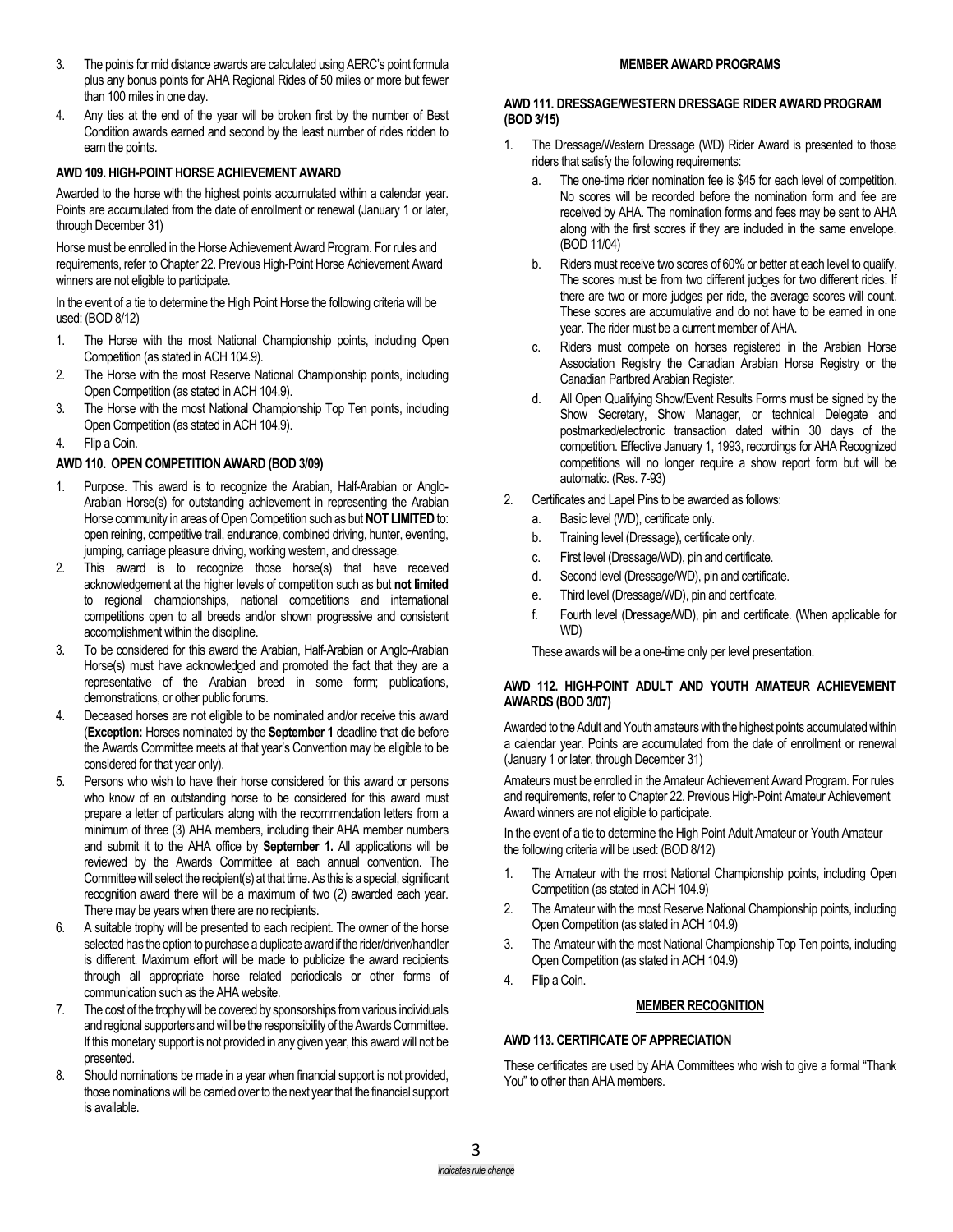3. The points for mid distance awards are calculated using AERC's point formula plus any bonus points for AHA Regional Rides of 50 miles or more but fewer than 100 miles in one day.
4. Any ties at the end of the year will be broken first by the number of Best Condition awards earned and second by the least number of rides ridden to earn the points.

**AWD 109. HIGH-POINT HORSE ACHIEVEMENT AWARD**

Awarded to the horse with the highest points accumulated within a calendar year. Points are accumulated from the date of enrollment or renewal (January 1 or later, through December 31)

Horse must be enrolled in the Horse Achievement Award Program. For rules and requirements, refer to Chapter 22. Previous High-Point Horse Achievement Award winners are not eligible to participate.

In the event of a tie to determine the High Point Horse the following criteria will be used: (BOD 8/12)

1. The Horse with the most National Championship points, including Open Competition (as stated in ACH 104.9).
2. The Horse with the most Reserve National Championship points, including Open Competition (as stated in ACH 104.9).
3. The Horse with the most National Championship Top Ten points, including Open Competition (as stated in ACH 104.9).
4. Flip a Coin.

**AWD 110. OPEN COMPETITION AWARD (BOD 3/09)**

1. Purpose. This award is to recognize the Arabian, Half-Arabian or Anglo-Arabian Horse(s) for outstanding achievement in representing the Arabian Horse community in areas of Open Competition such as but **NOT LIMITED** to: open reining, competitive trail, endurance, combined driving, hunter, eventing, jumping, carriage pleasure driving, working western, and dressage.
2. This award is to recognize those horse(s) that have received acknowledgement at the higher levels of competition such as but **not limited** to regional championships, national competitions and international competitions open to all breeds and/or shown progressive and consistent accomplishment within the discipline.
3. To be considered for this award the Arabian, Half-Arabian or Anglo-Arabian Horse(s) must have acknowledged and promoted the fact that they are a representative of the Arabian breed in some form; publications, demonstrations, or other public forums.
4. Deceased horses are not eligible to be nominated and/or receive this award (**Exception:** Horses nominated by the **September 1** deadline that die before the Awards Committee meets at that year's Convention may be eligible to be considered for that year only).
5. Persons who wish to have their horse considered for this award or persons who know of an outstanding horse to be considered for this award must prepare a letter of particulars along with the recommendation letters from a minimum of three (3) AHA members, including their AHA member numbers and submit it to the AHA office by **September 1.** All applications will be reviewed by the Awards Committee at each annual convention. The Committee will select the recipient(s) at that time. As this is a special, significant recognition award there will be a maximum of two (2) awarded each year. There may be years when there are no recipients.
6. A suitable trophy will be presented to each recipient. The owner of the horse selected has the option to purchase a duplicate award if the rider/driver/handler is different. Maximum effort will be made to publicize the award recipients through all appropriate horse related periodicals or other forms of communication such as the AHA website.
7. The cost of the trophy will be covered by sponsorships from various individuals and regional supporters and will be the responsibility of the Awards Committee. If this monetary support is not provided in any given year, this award will not be presented.
8. Should nominations be made in a year when financial support is not provided, those nominations will be carried over to the next year that the financial support is available.

**MEMBER AWARD PROGRAMS**

**AWD 111. DRESSAGE/WESTERN DRESSAGE RIDER AWARD PROGRAM (BOD 3/15)**

1. The Dressage/Western Dressage (WD) Rider Award is presented to those riders that satisfy the following requirements:
   a. The one-time rider nomination fee is $45 for each level of competition. No scores will be recorded before the nomination form and fee are received by AHA. The nomination forms and fees may be sent to AHA along with the first scores if they are included in the same envelope. (BOD 11/04)
   b. Riders must receive two scores of 60% or better at each level to qualify. The scores must be from two different judges for two different rides. If there are two or more judges per ride, the average scores will count. These scores are accumulative and do not have to be earned in one year. The rider must be a current member of AHA.
   c. Riders must compete on horses registered in the Arabian Horse Association Registry the Canadian Arabian Horse Registry or the Canadian Partbred Arabian Register.
   d. All Open Qualifying Show/Event Results Forms must be signed by the Show Secretary, Show Manager, or technical Delegate and postmarked/electronic transaction dated within 30 days of the competition. Effective January 1, 1993, recordings for AHA Recognized competitions will no longer require a show report form but will be automatic. (Res. 7-93)
2. Certificates and Lapel Pins to be awarded as follows:
   a. Basic level (WD), certificate only.
   b. Training level (Dressage), certificate only.
   c. First level (Dressage/WD), pin and certificate.
   d. Second level (Dressage/WD), pin and certificate.
   e. Third level (Dressage/WD), pin and certificate.
   f. Fourth level (Dressage/WD), pin and certificate. (When applicable for WD)

   These awards will be a one-time only per level presentation.

**AWD 112. HIGH-POINT ADULT AND YOUTH AMATEUR ACHIEVEMENT AWARDS (BOD 3/07)**

Awarded to the Adult and Youth amateurs with the highest points accumulated within a calendar year. Points are accumulated from the date of enrollment or renewal (January 1 or later, through December 31)

Amateurs must be enrolled in the Amateur Achievement Award Program. For rules and requirements, refer to Chapter 22. Previous High-Point Amateur Achievement Award winners are not eligible to participate.

In the event of a tie to determine the High Point Adult Amateur or Youth Amateur the following criteria will be used: (BOD 8/12)

1. The Amateur with the most National Championship points, including Open Competition (as stated in ACH 104.9)
2. The Amateur with the most Reserve National Championship points, including Open Competition (as stated in ACH 104.9)
3. The Amateur with the most National Championship Top Ten points, including Open Competition (as stated in ACH 104.9)
4. Flip a Coin.

**MEMBER RECOGNITION**

**AWD 113. CERTIFICATE OF APPRECIATION**

These certificates are used by AHA Committees who wish to give a formal "Thank You" to other than AHA members.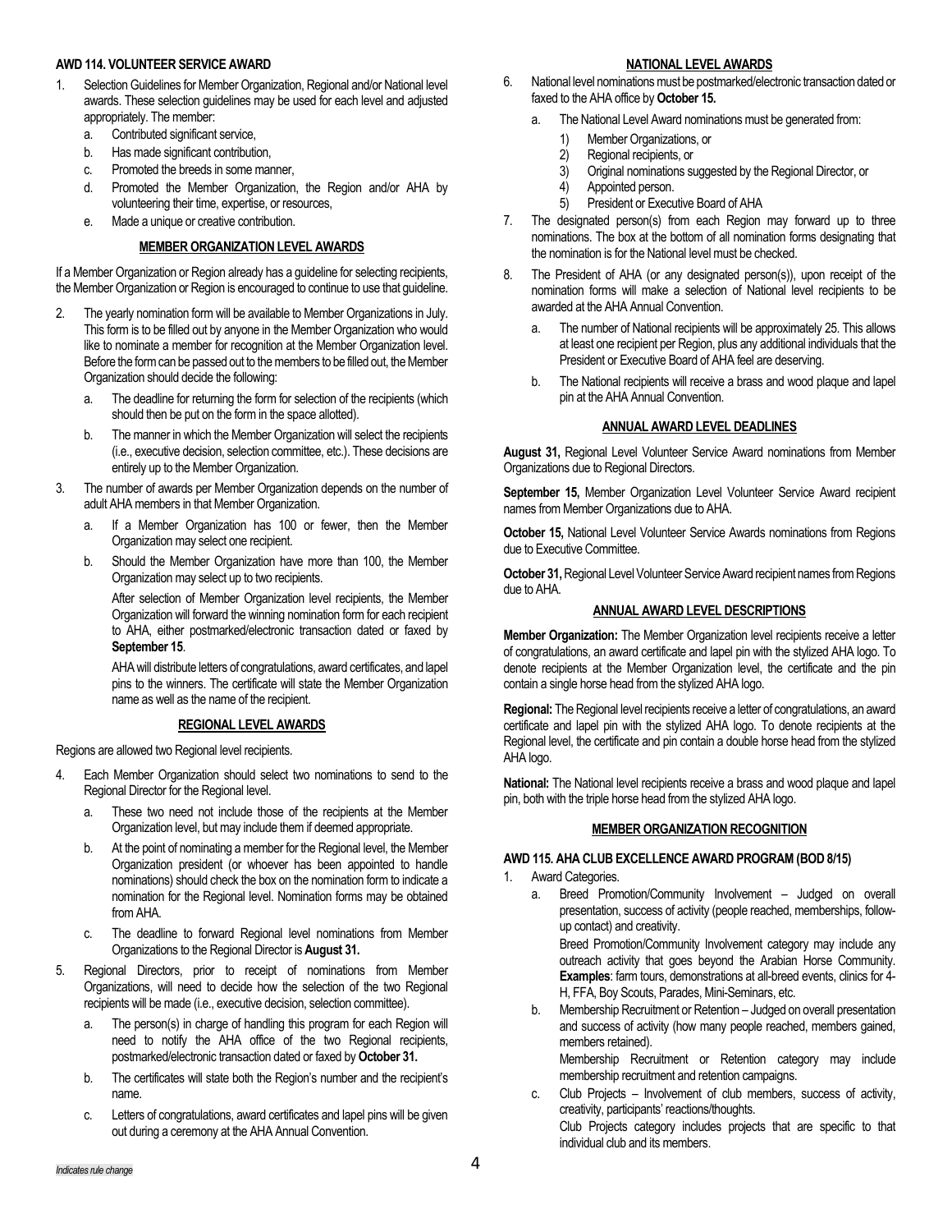### AWD 114. VOLUNTEER SERVICE AWARD

1. Selection Guidelines for Member Organization, Regional and/or National level awards. These selection guidelines may be used for each level and adjusted appropriately. The member:
   a. Contributed significant service,
   b. Has made significant contribution,
   c. Promoted the breeds in some manner,
   d. Promoted the Member Organization, the Region and/or AHA by volunteering their time, expertise, or resources,
   e. Made a unique or creative contribution.

**MEMBER ORGANIZATION LEVEL AWARDS**

If a Member Organization or Region already has a guideline for selecting recipients, the Member Organization or Region is encouraged to continue to use that guideline.

2. The yearly nomination form will be available to Member Organizations in July. This form is to be filled out by anyone in the Member Organization who would like to nominate a member for recognition at the Member Organization level. Before the form can be passed out to the members to be filled out, the Member Organization should decide the following:
   a. The deadline for returning the form for selection of the recipients (which should then be put on the form in the space allotted).
   b. The manner in which the Member Organization will select the recipients (i.e., executive decision, selection committee, etc.). These decisions are entirely up to the Member Organization.
3. The number of awards per Member Organization depends on the number of adult AHA members in that Member Organization.
   a. If a Member Organization has 100 or fewer, then the Member Organization may select one recipient.
   b. Should the Member Organization have more than 100, the Member Organization may select up to two recipients.

   After selection of Member Organization level recipients, the Member Organization will forward the winning nomination form for each recipient to AHA, either postmarked/electronic transaction dated or faxed by **September 15**.

   AHA will distribute letters of congratulations, award certificates, and lapel pins to the winners. The certificate will state the Member Organization name as well as the name of the recipient.

**REGIONAL LEVEL AWARDS**

Regions are allowed two Regional level recipients.

4. Each Member Organization should select two nominations to send to the Regional Director for the Regional level.
   a. These two need not include those of the recipients at the Member Organization level, but may include them if deemed appropriate.
   b. At the point of nominating a member for the Regional level, the Member Organization president (or whoever has been appointed to handle nominations) should check the box on the nomination form to indicate a nomination for the Regional level. Nomination forms may be obtained from AHA.
   c. The deadline to forward Regional level nominations from Member Organizations to the Regional Director is **August 31.**
5. Regional Directors, prior to receipt of nominations from Member Organizations, will need to decide how the selection of the two Regional recipients will be made (i.e., executive decision, selection committee).
   a. The person(s) in charge of handling this program for each Region will need to notify the AHA office of the two Regional recipients, postmarked/electronic transaction dated or faxed by **October 31.**
   b. The certificates will state both the Region's number and the recipient's name.
   c. Letters of congratulations, award certificates and lapel pins will be given out during a ceremony at the AHA Annual Convention.

**NATIONAL LEVEL AWARDS**

6. National level nominations must be postmarked/electronic transaction dated or faxed to the AHA office by **October 15.**
   a. The National Level Award nominations must be generated from:
      1) Member Organizations, or
      2) Regional recipients, or
      3) Original nominations suggested by the Regional Director, or
      4) Appointed person.
      5) President or Executive Board of AHA
7. The designated person(s) from each Region may forward up to three nominations. The box at the bottom of all nomination forms designating that the nomination is for the National level must be checked.
8. The President of AHA (or any designated person(s)), upon receipt of the nomination forms will make a selection of National level recipients to be awarded at the AHA Annual Convention.
   a. The number of National recipients will be approximately 25. This allows at least one recipient per Region, plus any additional individuals that the President or Executive Board of AHA feel are deserving.
   b. The National recipients will receive a brass and wood plaque and lapel pin at the AHA Annual Convention.

**ANNUAL AWARD LEVEL DEADLINES**

**August 31,** Regional Level Volunteer Service Award nominations from Member Organizations due to Regional Directors.

**September 15,** Member Organization Level Volunteer Service Award recipient names from Member Organizations due to AHA.

**October 15,** National Level Volunteer Service Awards nominations from Regions due to Executive Committee.

**October 31,** Regional Level Volunteer Service Award recipient names from Regions due to AHA.

**ANNUAL AWARD LEVEL DESCRIPTIONS**

**Member Organization:** The Member Organization level recipients receive a letter of congratulations, an award certificate and lapel pin with the stylized AHA logo. To denote recipients at the Member Organization level, the certificate and the pin contain a single horse head from the stylized AHA logo.

**Regional:** The Regional level recipients receive a letter of congratulations, an award certificate and lapel pin with the stylized AHA logo. To denote recipients at the Regional level, the certificate and pin contain a double horse head from the stylized AHA logo.

**National:** The National level recipients receive a brass and wood plaque and lapel pin, both with the triple horse head from the stylized AHA logo.

**MEMBER ORGANIZATION RECOGNITION**

### AWD 115. AHA CLUB EXCELLENCE AWARD PROGRAM (BOD 8/15)

1. Award Categories.
   a. Breed Promotion/Community Involvement – Judged on overall presentation, success of activity (people reached, memberships, follow-up contact) and creativity.

      Breed Promotion/Community Involvement category may include any outreach activity that goes beyond the Arabian Horse Community. **Examples**: farm tours, demonstrations at all-breed events, clinics for 4-H, FFA, Boy Scouts, Parades, Mini-Seminars, etc.
   b. Membership Recruitment or Retention – Judged on overall presentation and success of activity (how many people reached, members gained, members retained).

      Membership Recruitment or Retention category may include membership recruitment and retention campaigns.
   c. Club Projects – Involvement of club members, success of activity, creativity, participants' reactions/thoughts.

      Club Projects category includes projects that are specific to that individual club and its members.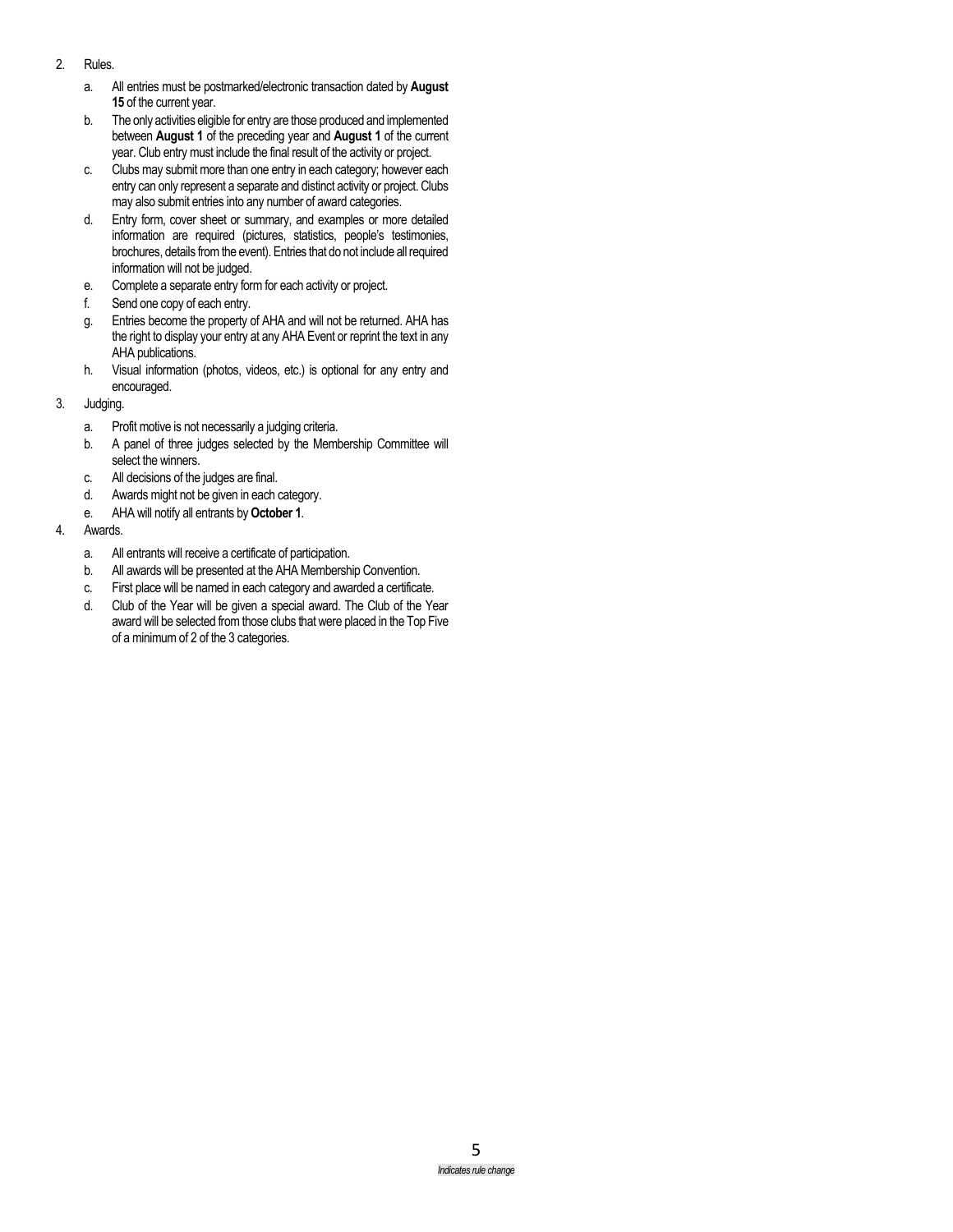2. Rules.
   a. All entries must be postmarked/electronic transaction dated by **August 15** of the current year.
   b. The only activities eligible for entry are those produced and implemented between **August 1** of the preceding year and **August 1** of the current year. Club entry must include the final result of the activity or project.
   c. Clubs may submit more than one entry in each category; however each entry can only represent a separate and distinct activity or project. Clubs may also submit entries into any number of award categories.
   d. Entry form, cover sheet or summary, and examples or more detailed information are required (pictures, statistics, people's testimonies, brochures, details from the event). Entries that do not include all required information will not be judged.
   e. Complete a separate entry form for each activity or project.
   f. Send one copy of each entry.
   g. Entries become the property of AHA and will not be returned. AHA has the right to display your entry at any AHA Event or reprint the text in any AHA publications.
   h. Visual information (photos, videos, etc.) is optional for any entry and encouraged.
3. Judging.
   a. Profit motive is not necessarily a judging criteria.
   b. A panel of three judges selected by the Membership Committee will select the winners.
   c. All decisions of the judges are final.
   d. Awards might not be given in each category.
   e. AHA will notify all entrants by **October 1**.
4. Awards.
   a. All entrants will receive a certificate of participation.
   b. All awards will be presented at the AHA Membership Convention.
   c. First place will be named in each category and awarded a certificate.
   d. Club of the Year will be given a special award. The Club of the Year award will be selected from those clubs that were placed in the Top Five of a minimum of 2 of the 3 categories.

*Indicates rule change*